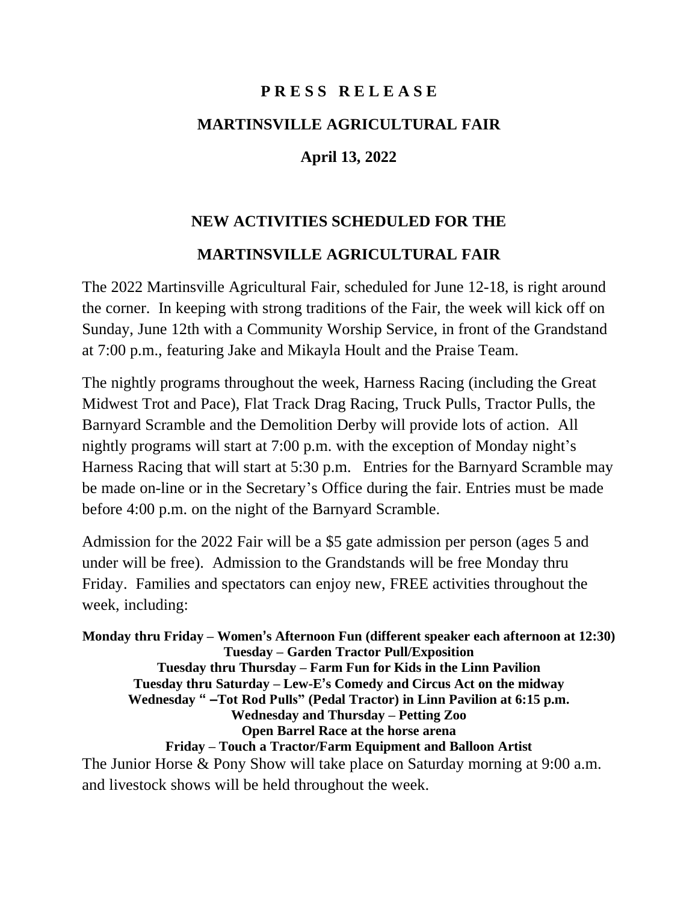**P R E S S   R E L E A S E**

**MARTINSVILLE AGRICULTURAL FAIR**

**April 13, 2022**

# NEW ACTIVITIES SCHEDULED FOR THE MARTINSVILLE AGRICULTURAL FAIR

The 2022 Martinsville Agricultural Fair, scheduled for June 12-18, is right around the corner. In keeping with strong traditions of the Fair, the week will kick off on Sunday, June 12th with a Community Worship Service, in front of the Grandstand at 7:00 p.m., featuring Jake and Mikayla Hoult and the Praise Team.

The nightly programs throughout the week, Harness Racing (including the Great Midwest Trot and Pace), Flat Track Drag Racing, Truck Pulls, Tractor Pulls, the Barnyard Scramble and the Demolition Derby will provide lots of action. All nightly programs will start at 7:00 p.m. with the exception of Monday night's Harness Racing that will start at 5:30 p.m. Entries for the Barnyard Scramble may be made on-line or in the Secretary's Office during the fair. Entries must be made before 4:00 p.m. on the night of the Barnyard Scramble.

Admission for the 2022 Fair will be a $5 gate admission per person (ages 5 and under will be free). Admission to the Grandstands will be free Monday thru Friday. Families and spectators can enjoy new, FREE activities throughout the week, including:

**Monday thru Friday – Women's Afternoon Fun (different speaker each afternoon at 12:30)**
**Tuesday – Garden Tractor Pull/Exposition**
**Tuesday thru Thursday – Farm Fun for Kids in the Linn Pavilion**
**Tuesday thru Saturday – Lew-E's Comedy and Circus Act on the midway**
**Wednesday " –Tot Rod Pulls" (Pedal Tractor) in Linn Pavilion at 6:15 p.m.**
**Wednesday and Thursday – Petting Zoo**
**Open Barrel Race at the horse arena**
**Friday – Touch a Tractor/Farm Equipment and Balloon Artist**

The Junior Horse & Pony Show will take place on Saturday morning at 9:00 a.m. and livestock shows will be held throughout the week.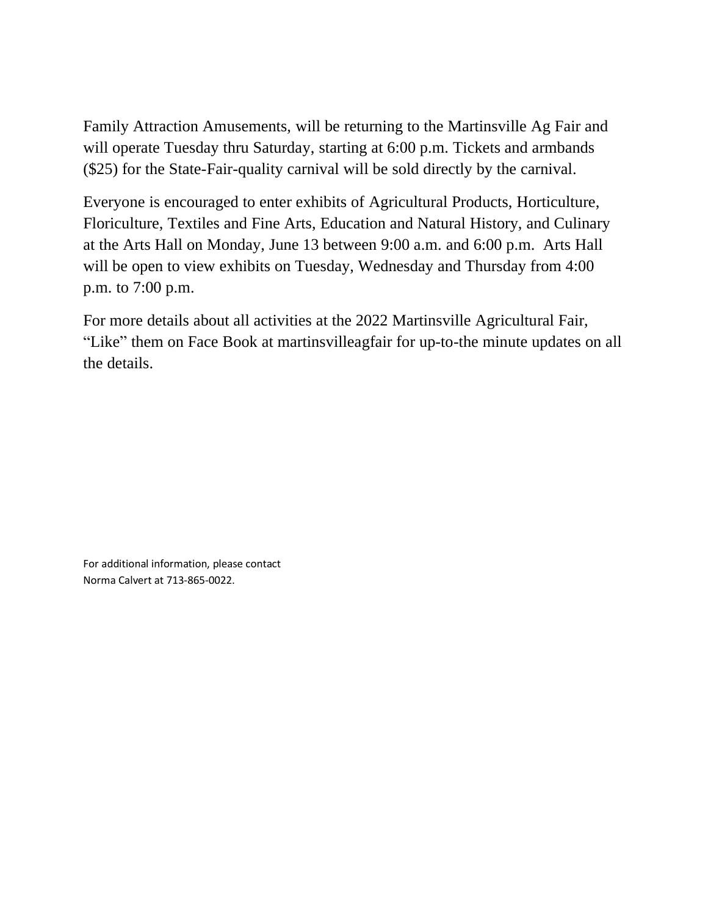Family Attraction Amusements, will be returning to the Martinsville Ag Fair and will operate Tuesday thru Saturday, starting at 6:00 p.m. Tickets and armbands ($25) for the State-Fair-quality carnival will be sold directly by the carnival.

Everyone is encouraged to enter exhibits of Agricultural Products, Horticulture, Floriculture, Textiles and Fine Arts, Education and Natural History, and Culinary at the Arts Hall on Monday, June 13 between 9:00 a.m. and 6:00 p.m.  Arts Hall will be open to view exhibits on Tuesday, Wednesday and Thursday from 4:00 p.m. to 7:00 p.m.

For more details about all activities at the 2022 Martinsville Agricultural Fair, "Like" them on Face Book at martinsvilleagfair for up-to-the minute updates on all the details.

For additional information, please contact
Norma Calvert at 713-865-0022.